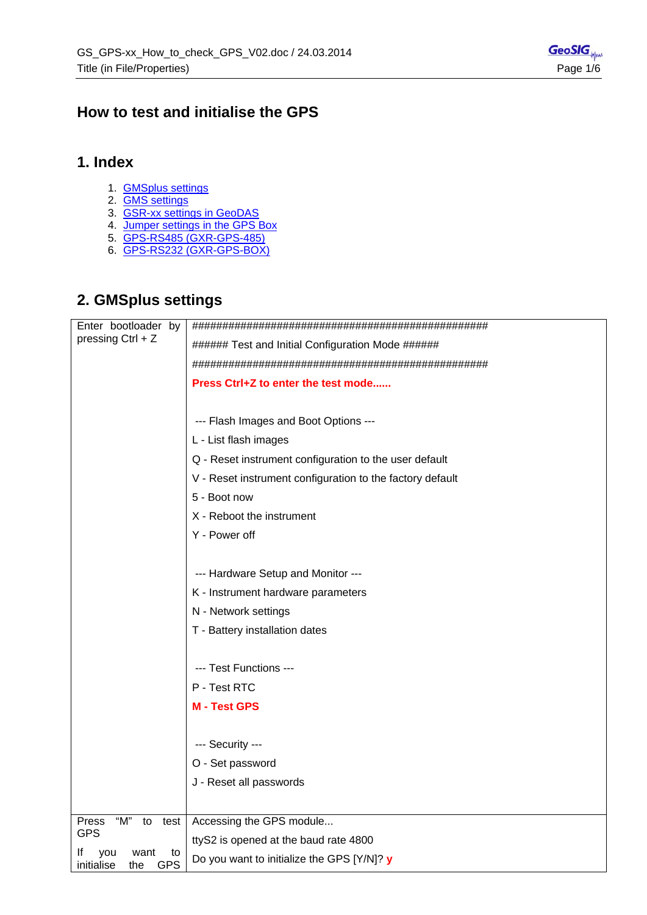# How to test and initialise the GPS

## 1. Index

1. GMSplus settings
2. GMS settings
3. GSR-xx settings in GeoDAS
4. Jumper settings in the GPS Box
5. GPS-RS485 (GXR-GPS-485)
6. GPS-RS232 (GXR-GPS-BOX)

## 2. GMSplus settings

| | |
|---|---|
| Enter bootloader by pressing Ctrl + Z | ###################################################<br>###### Test and Initial Configuration Mode ######<br>###################################################<br>**Press Ctrl+Z to enter the test mode......**<br><br>--- Flash Images and Boot Options ---<br>L - List flash images<br>Q - Reset instrument configuration to the user default<br>V - Reset instrument configuration to the factory default<br>5 - Boot now<br>X - Reboot the instrument<br>Y - Power off<br><br>--- Hardware Setup and Monitor ---<br>K - Instrument hardware parameters<br>N - Network settings<br>T - Battery installation dates<br><br>--- Test Functions ---<br>P - Test RTC<br>**M - Test GPS**<br><br>--- Security ---<br>O - Set password<br>J - Reset all passwords |
| Press "M" to test GPS<br>If you want to initialise the GPS | Accessing the GPS module...<br>ttyS2 is opened at the baud rate 4800<br>Do you want to initialize the GPS [Y/N]? **y** |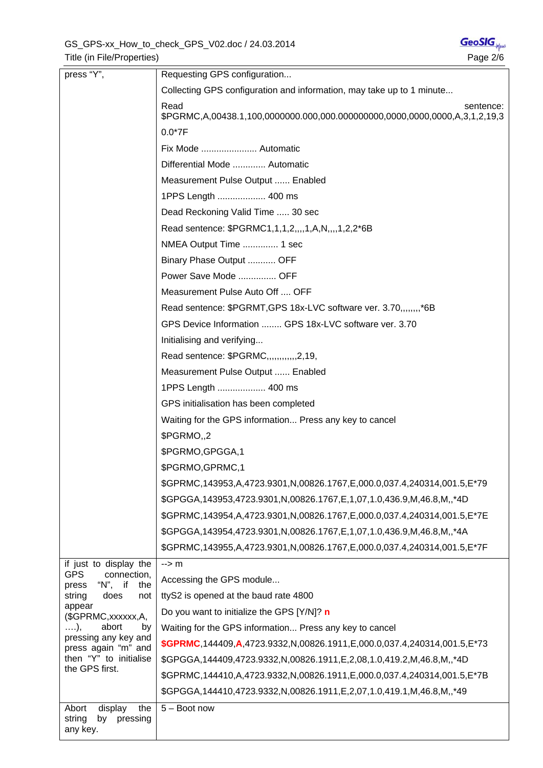| | |
|---|---|
| press "Y", | Requesting GPS configuration...<br>Collecting GPS configuration and information, may take up to 1 minute...<br>Read sentence: $PGRMC,A,00438.1,100,0000000.000,000.000000000,0000,0000,0000,A,3,1,2,19,30.0*7F<br>Fix Mode ...................... Automatic<br>Differential Mode ............. Automatic<br>Measurement Pulse Output ...... Enabled<br>1PPS Length ................... 400 ms<br>Dead Reckoning Valid Time ..... 30 sec<br>Read sentence: $PGRMC1,1,1,2,,,,1,A,N,,,,1,2,2*6B<br>NMEA Output Time .............. 1 sec<br>Binary Phase Output ........... OFF<br>Power Save Mode ............... OFF<br>Measurement Pulse Auto Off .... OFF<br>Read sentence: $PGRMT,GPS 18x-LVC software ver. 3.70,,,,,,,,*6B<br>GPS Device Information ........ GPS 18x-LVC software ver. 3.70<br>Initialising and verifying...<br>Read sentence: $PGRMC,,,,,,,,,,,,2,19,<br>Measurement Pulse Output ...... Enabled<br>1PPS Length ................... 400 ms<br>GPS initialisation has been completed<br>Waiting for the GPS information... Press any key to cancel<br>$PGRMO,,2<br>$PGRMO,GPGGA,1<br>$PGRMO,GPRMC,1<br>$GPRMC,143953,A,4723.9301,N,00826.1767,E,000.0,037.4,240314,001.5,E*79<br>$GPGGA,143953,4723.9301,N,00826.1767,E,1,07,1.0,436.9,M,46.8,M,,*4D<br>$GPRMC,143954,A,4723.9301,N,00826.1767,E,000.0,037.4,240314,001.5,E*7E<br>$GPGGA,143954,4723.9301,N,00826.1767,E,1,07,1.0,436.9,M,46.8,M,,*4A<br>$GPRMC,143955,A,4723.9301,N,00826.1767,E,000.0,037.4,240314,001.5,E*7F |
| if just to display the GPS connection, press "N", if the string does not appear ($GPRMC,xxxxxx,A, ….), abort by pressing any key and press again "m" and then "Y" to initialise the GPS first. | --> m<br>Accessing the GPS module...<br>ttyS2 is opened at the baud rate 4800<br>Do you want to initialize the GPS [Y/N]? **n**<br>Waiting for the GPS information... Press any key to cancel<br>**$GPRMC**,144409,**A**,4723.9332,N,00826.1911,E,000.0,037.4,240314,001.5,E*73<br>$GPGGA,144409,4723.9332,N,00826.1911,E,2,08,1.0,419.2,M,46.8,M,,*4D<br>$GPRMC,144410,A,4723.9332,N,00826.1911,E,000.0,037.4,240314,001.5,E*7B<br>$GPGGA,144410,4723.9332,N,00826.1911,E,2,07,1.0,419.1,M,46.8,M,,*49 |
| Abort display the string by pressing any key. | 5 – Boot now |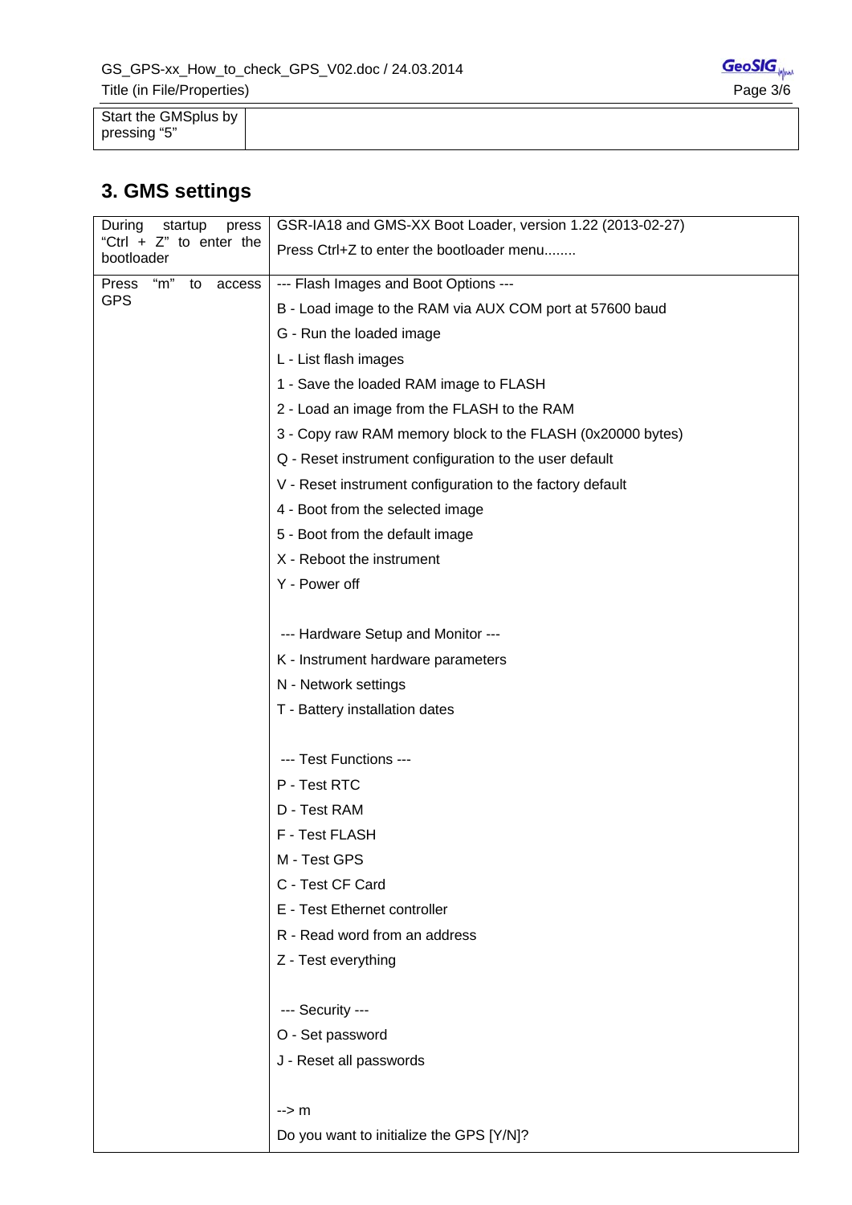| Start the GMSplus by pressing “5” | |
|---|---|

## 3. GMS settings

| During startup press “Ctrl + Z” to enter the bootloader | GSR-IA18 and GMS-XX Boot Loader, version 1.22 (2013-02-27)<br>Press Ctrl+Z to enter the bootloader menu........ |
|---|---|
| Press “m” to access GPS | --- Flash Images and Boot Options ---<br>B - Load image to the RAM via AUX COM port at 57600 baud<br>G - Run the loaded image<br>L - List flash images<br>1 - Save the loaded RAM image to FLASH<br>2 - Load an image from the FLASH to the RAM<br>3 - Copy raw RAM memory block to the FLASH (0x20000 bytes)<br>Q - Reset instrument configuration to the user default<br>V - Reset instrument configuration to the factory default<br>4 - Boot from the selected image<br>5 - Boot from the default image<br>X - Reboot the instrument<br>Y - Power off<br><br>--- Hardware Setup and Monitor ---<br>K - Instrument hardware parameters<br>N - Network settings<br>T - Battery installation dates<br><br>--- Test Functions ---<br>P - Test RTC<br>D - Test RAM<br>F - Test FLASH<br>M - Test GPS<br>C - Test CF Card<br>E - Test Ethernet controller<br>R - Read word from an address<br>Z - Test everything<br><br>--- Security ---<br>O - Set password<br>J - Reset all passwords<br><br>--> m<br>Do you want to initialize the GPS [Y/N]? |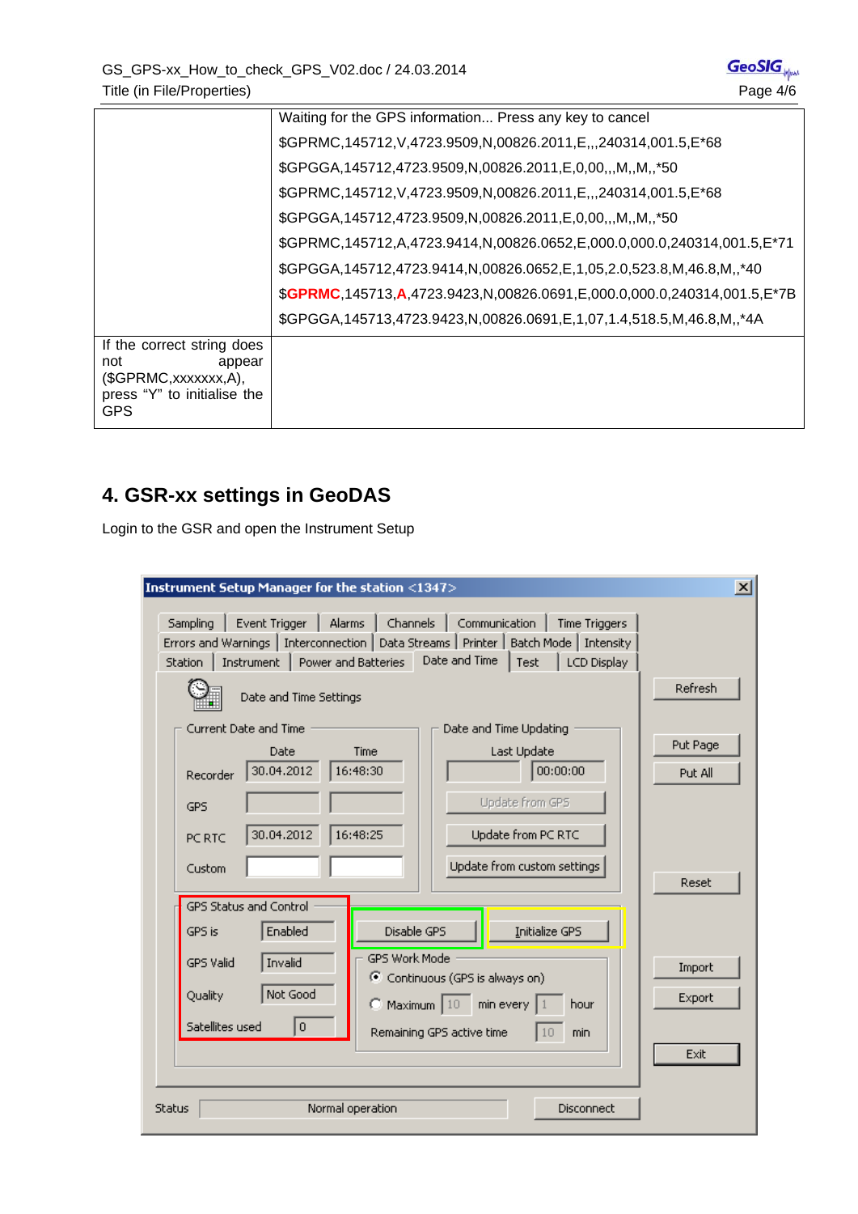| | |
|---|---|
| | Waiting for the GPS information... Press any key to cancel<br>$GPRMC,145712,V,4723.9509,N,00826.2011,E,,,240314,001.5,E*68<br>$GPGGA,145712,4723.9509,N,00826.2011,E,0,00,,,M,,M,,*50<br>$GPRMC,145712,V,4723.9509,N,00826.2011,E,,,240314,001.5,E*68<br>$GPGGA,145712,4723.9509,N,00826.2011,E,0,00,,,M,,M,,*50<br>$GPRMC,145712,A,4723.9414,N,00826.0652,E,000.0,000.0,240314,001.5,E*71<br>$GPGGA,145712,4723.9414,N,00826.0652,E,1,05,2.0,523.8,M,46.8,M,,*40<br>$**GPRMC**,145713,**A**,4723.9423,N,00826.0691,E,000.0,000.0,240314,001.5,E*7B<br>$GPGGA,145713,4723.9423,N,00826.0691,E,1,07,1.4,518.5,M,46.8,M,,*4A |
| If the correct string does not appear ($GPRMC,xxxxxxx,A), press "Y" to initialise the GPS | |

## 4. GSR-xx settings in GeoDAS

Login to the GSR and open the Instrument Setup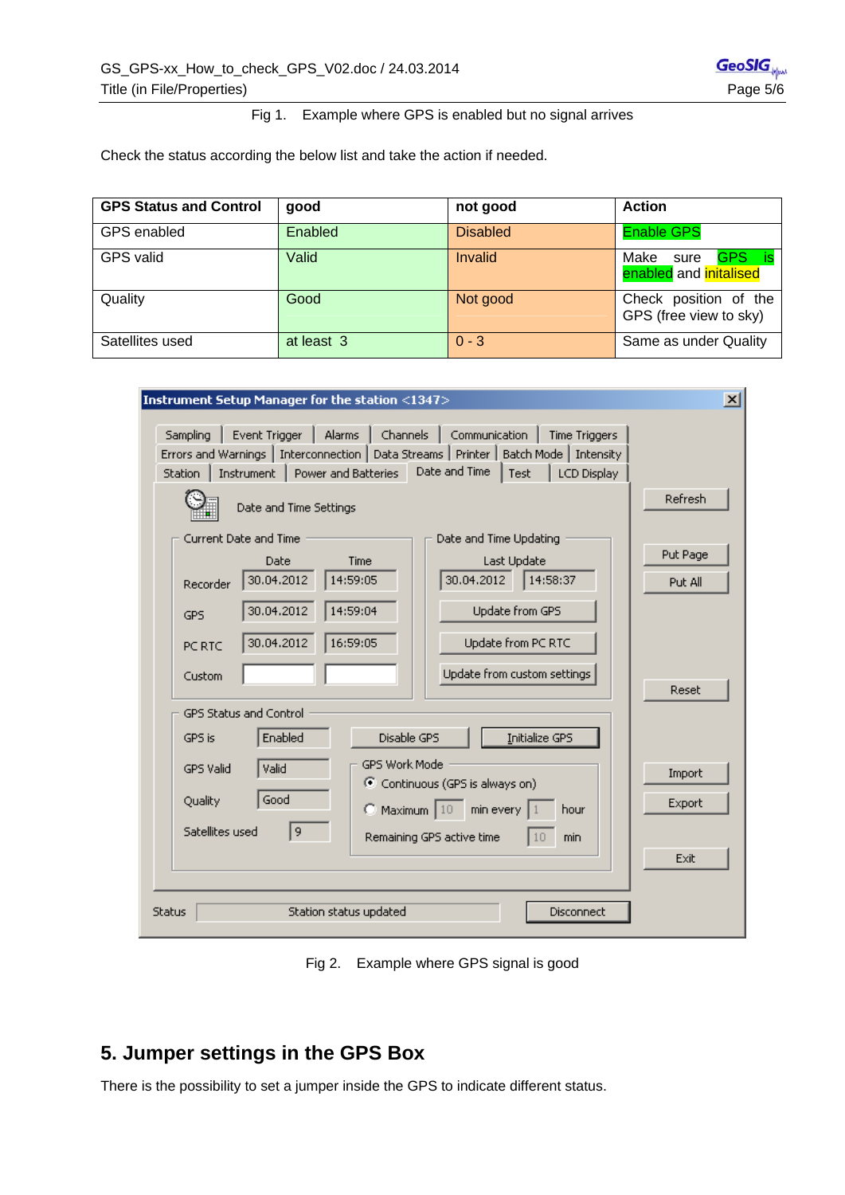Fig 1. Example where GPS is enabled but no signal arrives

Check the status according the below list and take the action if needed.

| GPS Status and Control | good | not good | Action |
|---|---|---|---|
| GPS enabled | Enabled | Disabled | Enable GPS |
| GPS valid | Valid | Invalid | Make sure GPS is enabled and initalised |
| Quality | Good | Not good | Check position of the GPS (free view to sky) |
| Satellites used | at least 3 | 0 - 3 | Same as under Quality |

Fig 2. Example where GPS signal is good

## 5. Jumper settings in the GPS Box

There is the possibility to set a jumper inside the GPS to indicate different status.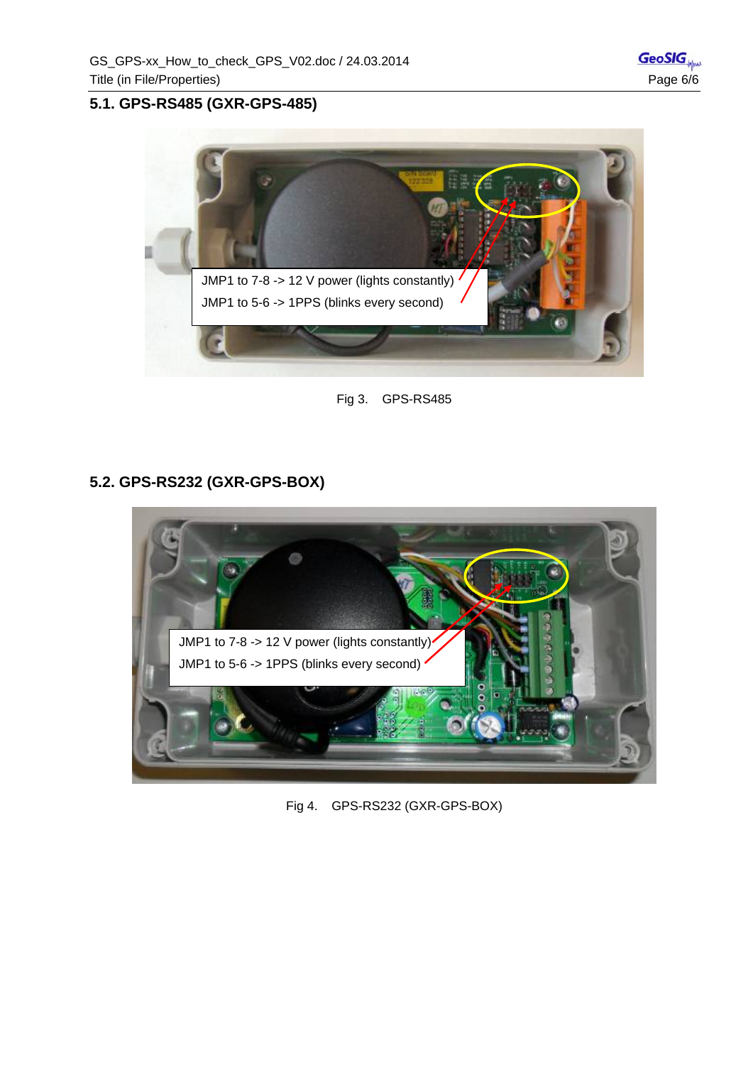## 5.1. GPS-RS485 (GXR-GPS-485)

JMP1 to 7-8 -> 12 V power (lights constantly)

JMP1 to 5-6 -> 1PPS (blinks every second)

Fig 3. GPS-RS485

## 5.2. GPS-RS232 (GXR-GPS-BOX)

JMP1 to 7-8 -> 12 V power (lights constantly)

JMP1 to 5-6 -> 1PPS (blinks every second)

Fig 4. GPS-RS232 (GXR-GPS-BOX)